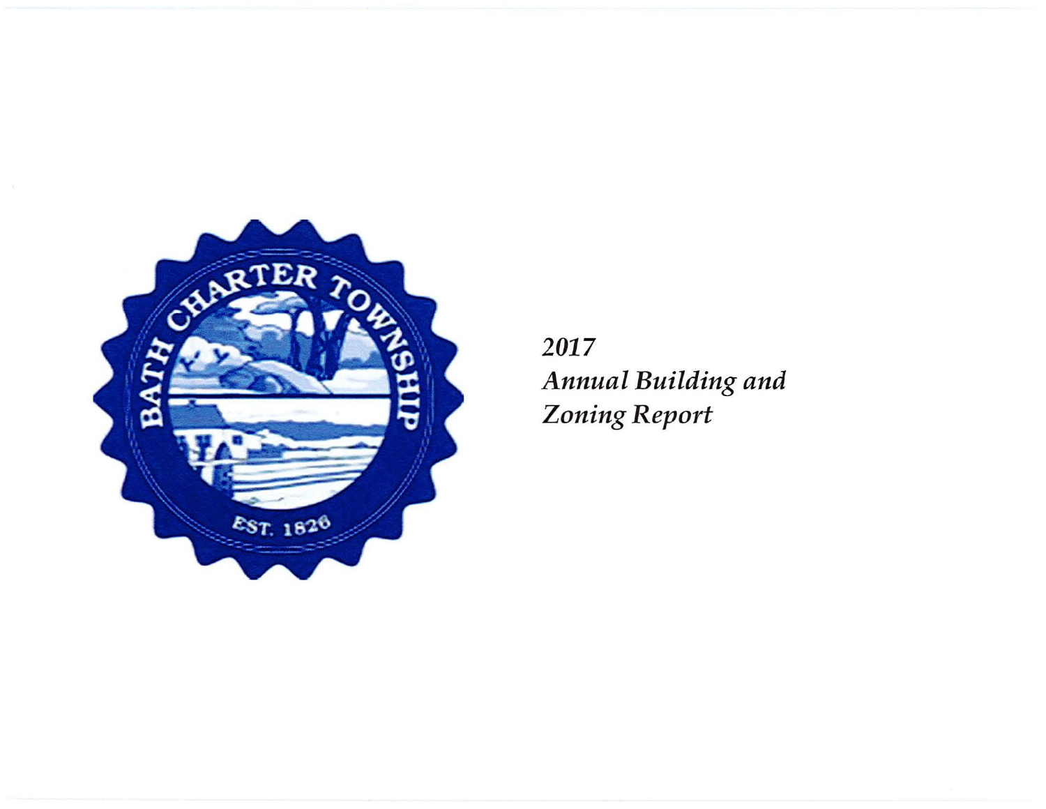*2017*
*Annual Building and Zoning Report*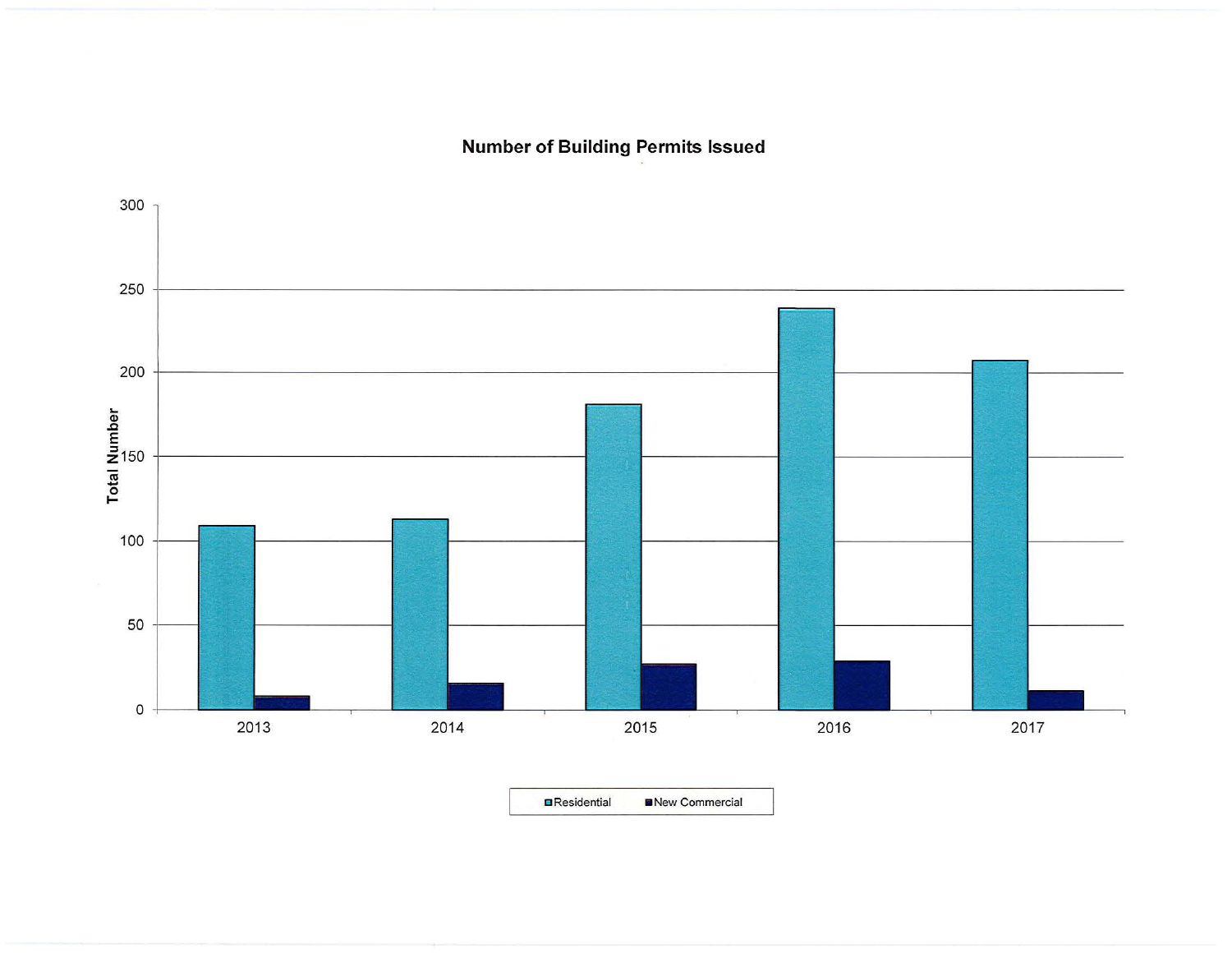## Number of Building Permits Issued

| Year | Residential | New Commercial |
|---|---|---|
| 2013 | 109 | 8 |
| 2014 | 113 | 16 |
| 2015 | 181 | 27 |
| 2016 | 238 | 29 |
| 2017 | 207 | 11 |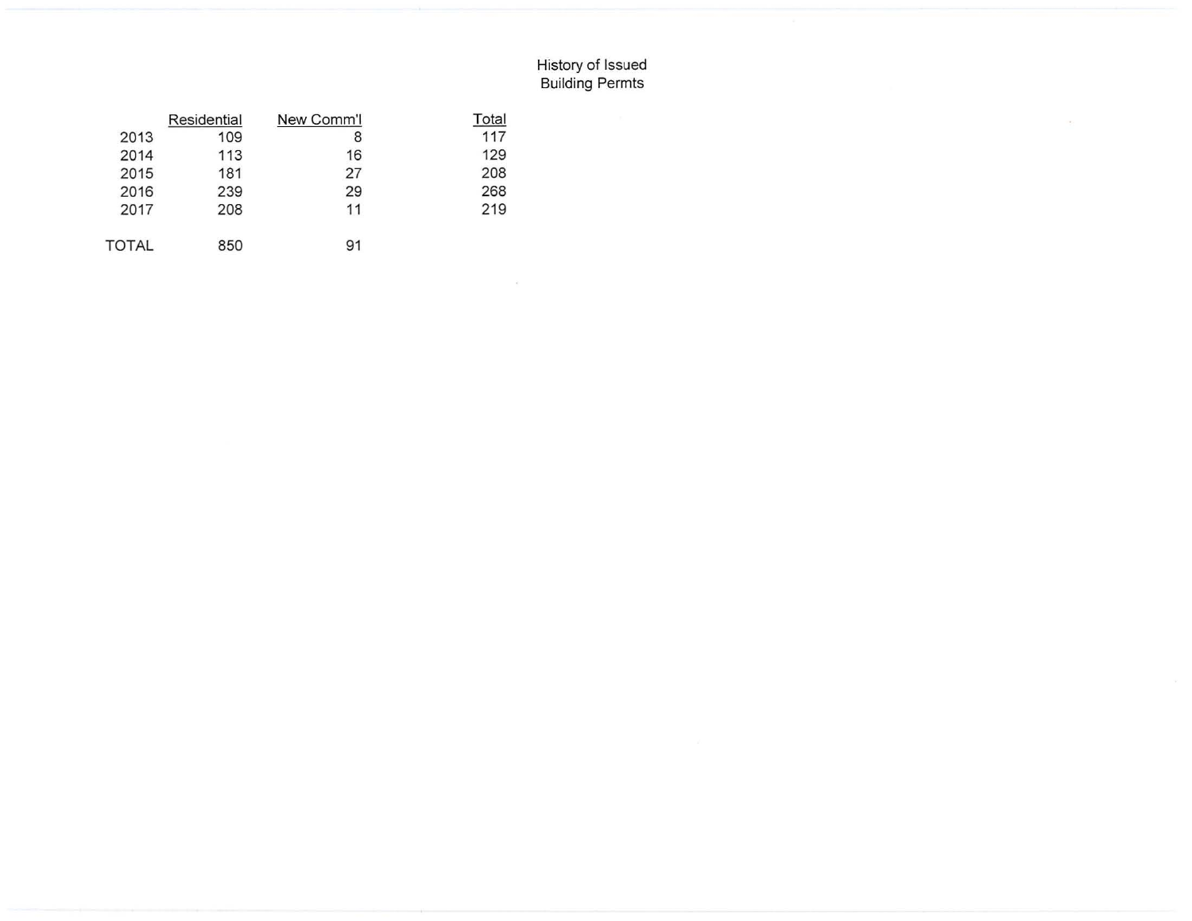History of Issued
Building Permts

| | Residential | New Comm'l | Total |
|---|---|---|---|
| 2013 | 109 | 8 | 117 |
| 2014 | 113 | 16 | 129 |
| 2015 | 181 | 27 | 208 |
| 2016 | 239 | 29 | 268 |
| 2017 | 208 | 11 | 219 |
| TOTAL | 850 | 91 | |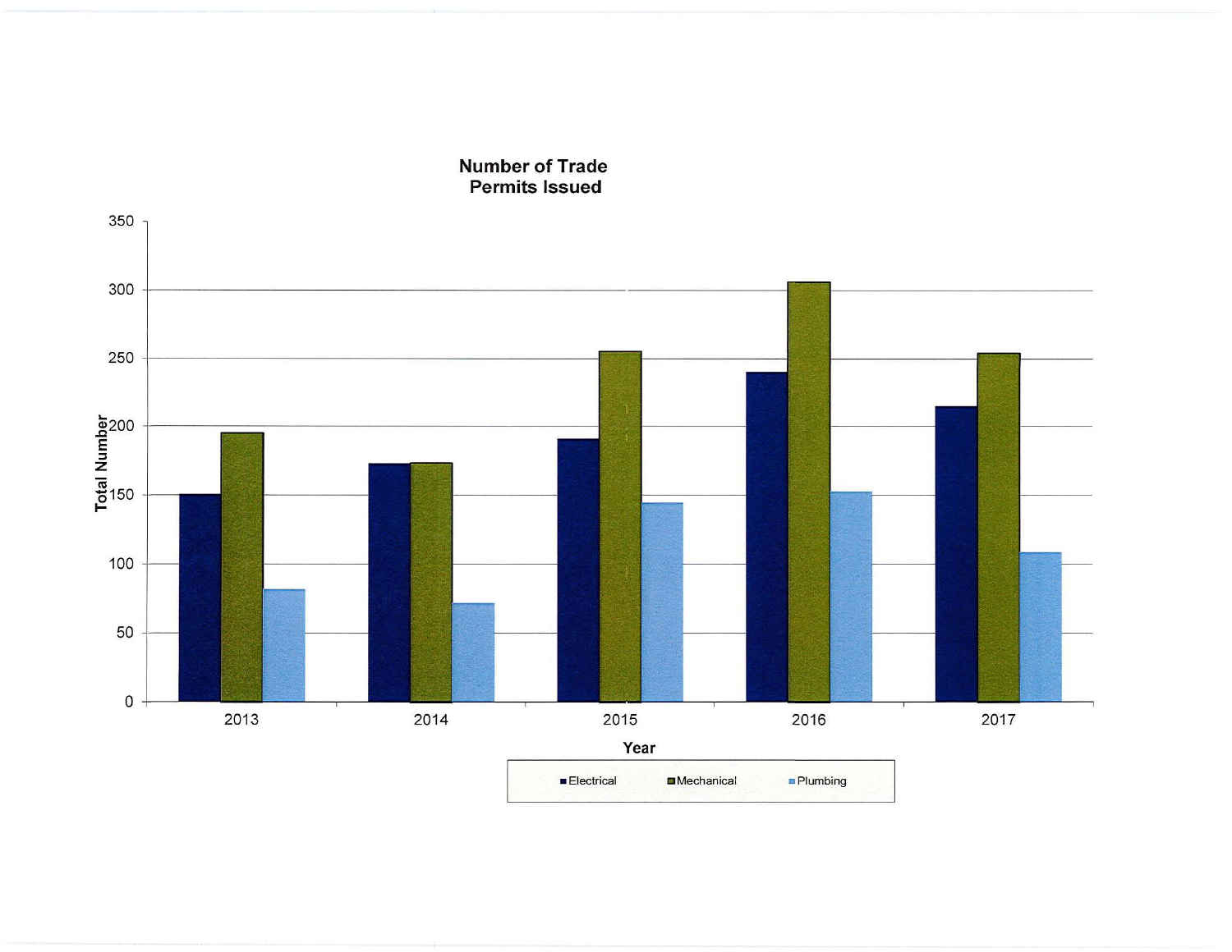**Number of Trade Permits Issued**

Total Number

350

300

250

200

150

100

50

0

2013 2014 2015 2016 2017

Year

Electrical Mechanical Plumbing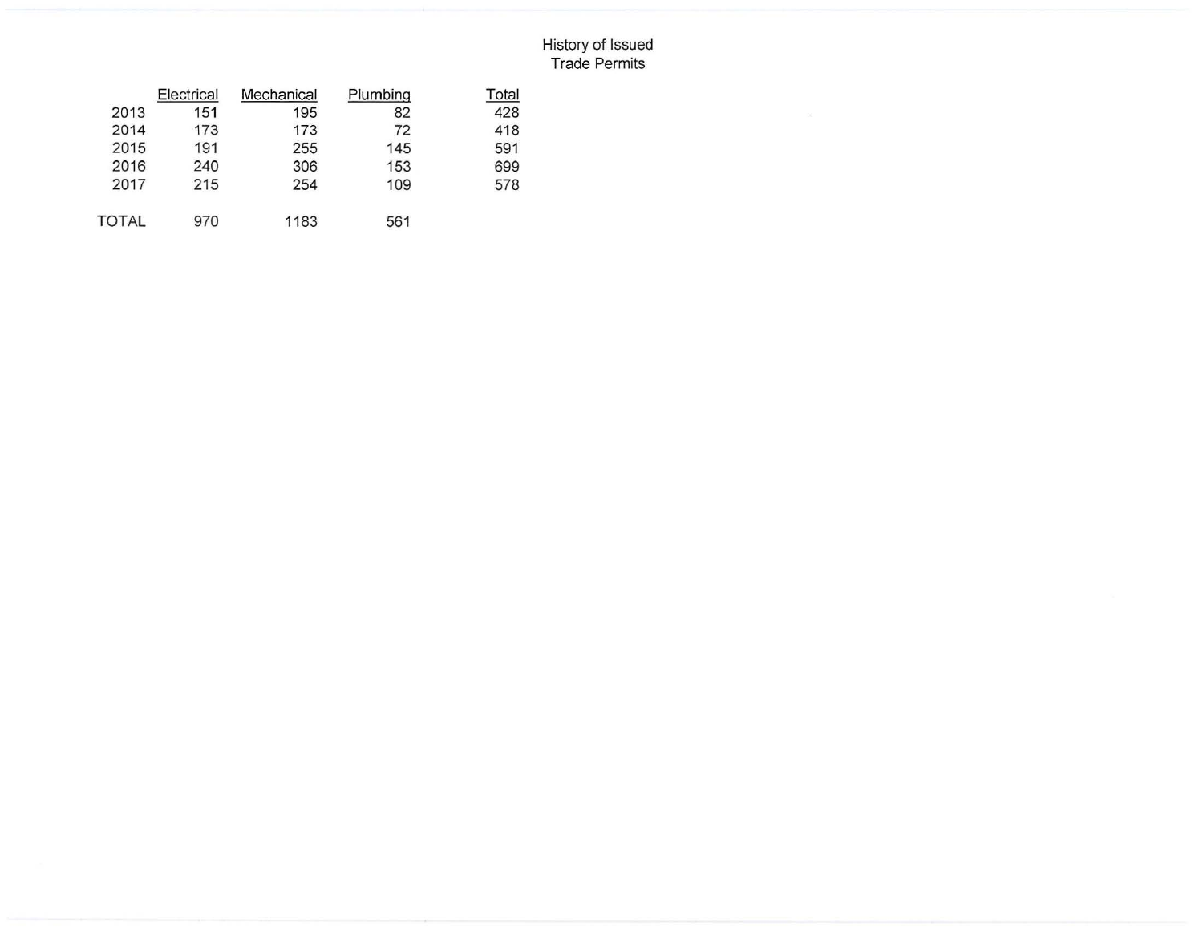# History of Issued Trade Permits

| | Electrical | Mechanical | Plumbing | Total |
|---|---|---|---|---|
| 2013 | 151 | 195 | 82 | 428 |
| 2014 | 173 | 173 | 72 | 418 |
| 2015 | 191 | 255 | 145 | 591 |
| 2016 | 240 | 306 | 153 | 699 |
| 2017 | 215 | 254 | 109 | 578 |
| TOTAL | 970 | 1183 | 561 | |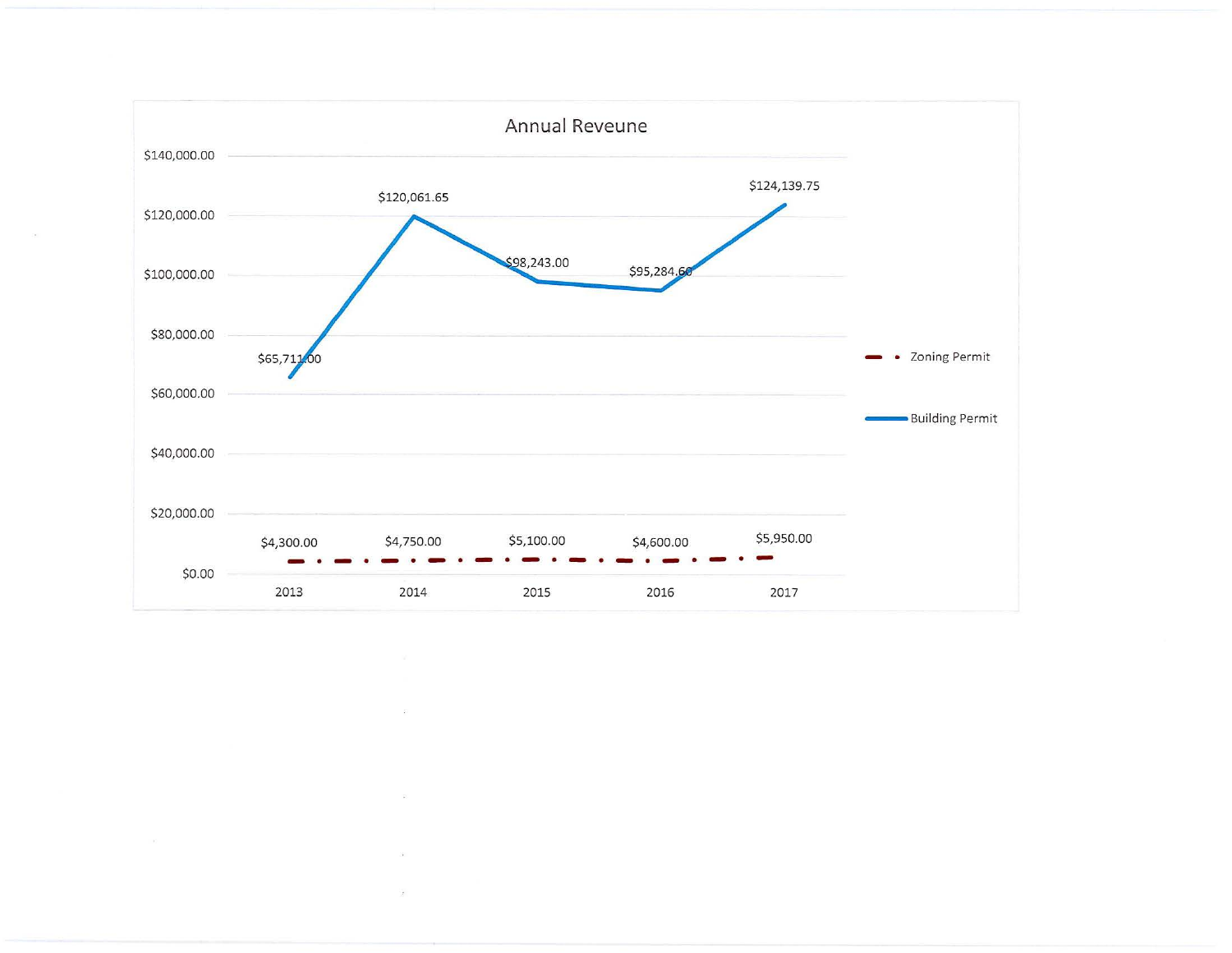## Annual Reveune

| Year | Zoning Permit | Building Permit |
| --- | --- | --- |
| 2013 | $4,300.00 | $65,711.00 |
| 2014 | $4,750.00 | $120,061.65 |
| 2015 | $5,100.00 | $98,243.00 |
| 2016 | $4,600.00 | $95,284.60 |
| 2017 | $5,950.00 | $124,139.75 |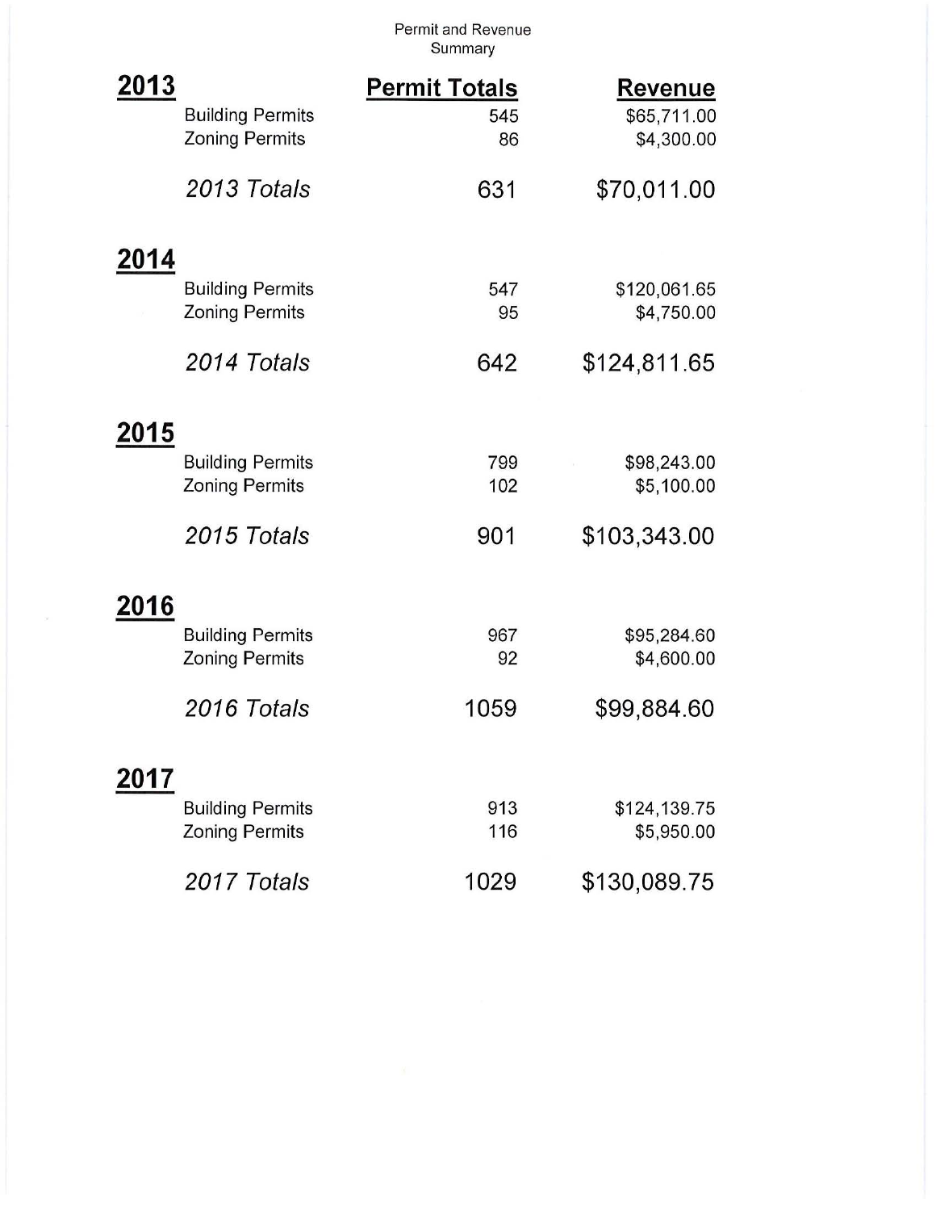Permit and Revenue
Summary

| | | Permit Totals | Revenue |
|---|---|---|---|
| **2013** | | | |
| | Building Permits | 545 | $65,711.00 |
| | Zoning Permits | 86 | $4,300.00 |
| | *2013 Totals* | 631 | $70,011.00 |
| **2014** | | | |
| | Building Permits | 547 | $120,061.65 |
| | Zoning Permits | 95 | $4,750.00 |
| | *2014 Totals* | 642 | $124,811.65 |
| **2015** | | | |
| | Building Permits | 799 | $98,243.00 |
| | Zoning Permits | 102 | $5,100.00 |
| | *2015 Totals* | 901 | $103,343.00 |
| **2016** | | | |
| | Building Permits | 967 | $95,284.60 |
| | Zoning Permits | 92 | $4,600.00 |
| | *2016 Totals* | 1059 | $99,884.60 |
| **2017** | | | |
| | Building Permits | 913 | $124,139.75 |
| | Zoning Permits | 116 | $5,950.00 |
| | *2017 Totals* | 1029 | $130,089.75 |